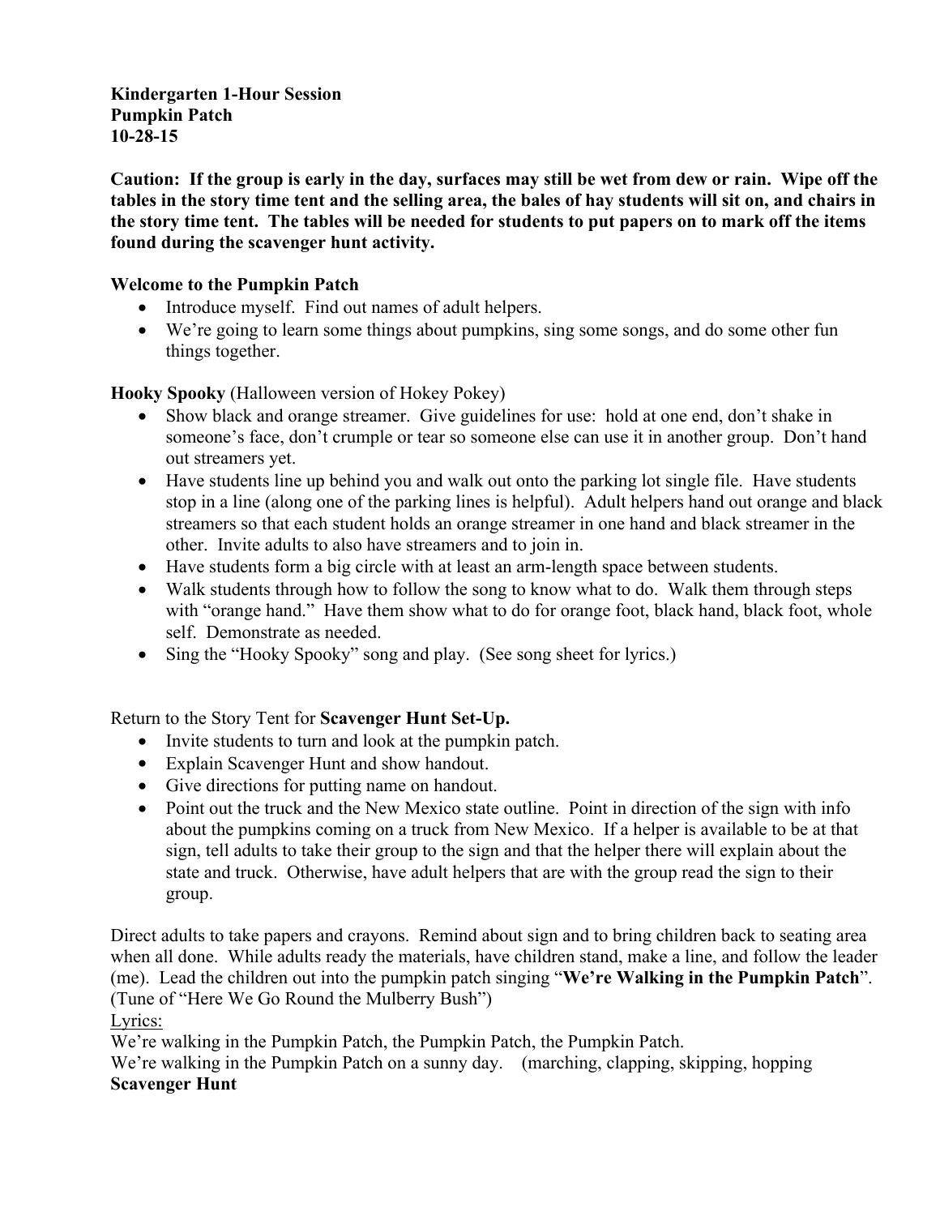**Kindergarten 1-Hour Session**
**Pumpkin Patch**
**10-28-15**

**Caution: If the group is early in the day, surfaces may still be wet from dew or rain. Wipe off the tables in the story time tent and the selling area, the bales of hay students will sit on, and chairs in the story time tent. The tables will be needed for students to put papers on to mark off the items found during the scavenger hunt activity.**

**Welcome to the Pumpkin Patch**

- Introduce myself. Find out names of adult helpers.
- We're going to learn some things about pumpkins, sing some songs, and do some other fun things together.

**Hooky Spooky** (Halloween version of Hokey Pokey)

- Show black and orange streamer. Give guidelines for use: hold at one end, don't shake in someone's face, don't crumple or tear so someone else can use it in another group. Don't hand out streamers yet.
- Have students line up behind you and walk out onto the parking lot single file. Have students stop in a line (along one of the parking lines is helpful). Adult helpers hand out orange and black streamers so that each student holds an orange streamer in one hand and black streamer in the other. Invite adults to also have streamers and to join in.
- Have students form a big circle with at least an arm-length space between students.
- Walk students through how to follow the song to know what to do. Walk them through steps with "orange hand." Have them show what to do for orange foot, black hand, black foot, whole self. Demonstrate as needed.
- Sing the "Hooky Spooky" song and play. (See song sheet for lyrics.)

Return to the Story Tent for **Scavenger Hunt Set-Up.**

- Invite students to turn and look at the pumpkin patch.
- Explain Scavenger Hunt and show handout.
- Give directions for putting name on handout.
- Point out the truck and the New Mexico state outline. Point in direction of the sign with info about the pumpkins coming on a truck from New Mexico. If a helper is available to be at that sign, tell adults to take their group to the sign and that the helper there will explain about the state and truck. Otherwise, have adult helpers that are with the group read the sign to their group.

Direct adults to take papers and crayons. Remind about sign and to bring children back to seating area when all done. While adults ready the materials, have children stand, make a line, and follow the leader (me). Lead the children out into the pumpkin patch singing "**We're Walking in the Pumpkin Patch**". (Tune of "Here We Go Round the Mulberry Bush")

Lyrics:

We're walking in the Pumpkin Patch, the Pumpkin Patch, the Pumpkin Patch.
We're walking in the Pumpkin Patch on a sunny day. (marching, clapping, skipping, hopping

**Scavenger Hunt**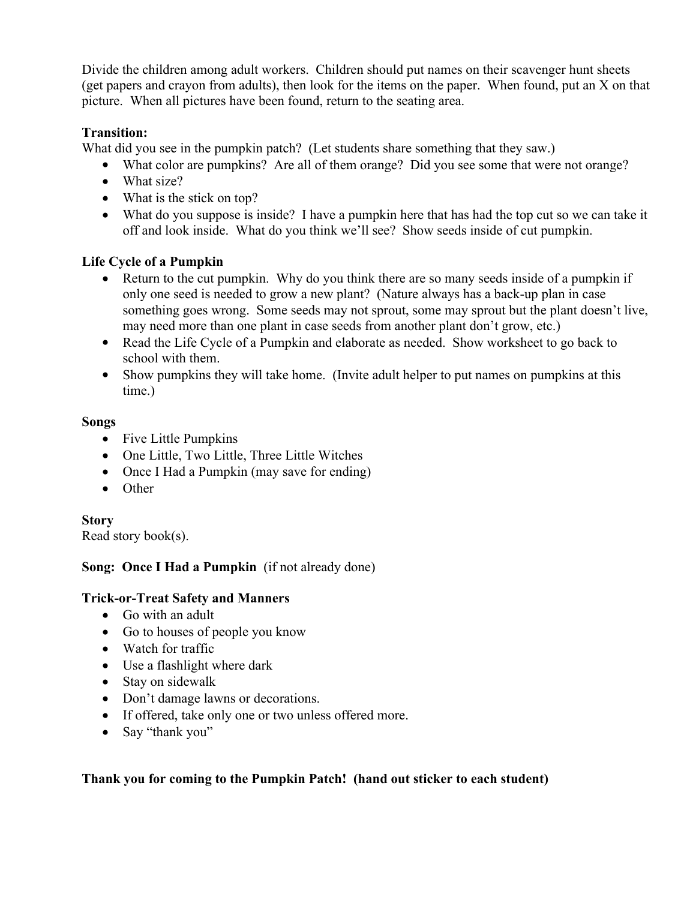Divide the children among adult workers. Children should put names on their scavenger hunt sheets (get papers and crayon from adults), then look for the items on the paper. When found, put an X on that picture. When all pictures have been found, return to the seating area.

**Transition:**

What did you see in the pumpkin patch? (Let students share something that they saw.)

- What color are pumpkins? Are all of them orange? Did you see some that were not orange?
- What size?
- What is the stick on top?
- What do you suppose is inside? I have a pumpkin here that has had the top cut so we can take it off and look inside. What do you think we'll see? Show seeds inside of cut pumpkin.

**Life Cycle of a Pumpkin**

- Return to the cut pumpkin. Why do you think there are so many seeds inside of a pumpkin if only one seed is needed to grow a new plant? (Nature always has a back-up plan in case something goes wrong. Some seeds may not sprout, some may sprout but the plant doesn't live, may need more than one plant in case seeds from another plant don't grow, etc.)
- Read the Life Cycle of a Pumpkin and elaborate as needed. Show worksheet to go back to school with them.
- Show pumpkins they will take home. (Invite adult helper to put names on pumpkins at this time.)

**Songs**

- Five Little Pumpkins
- One Little, Two Little, Three Little Witches
- Once I Had a Pumpkin (may save for ending)
- Other

**Story**

Read story book(s).

**Song: Once I Had a Pumpkin** (if not already done)

**Trick-or-Treat Safety and Manners**

- Go with an adult
- Go to houses of people you know
- Watch for traffic
- Use a flashlight where dark
- Stay on sidewalk
- Don't damage lawns or decorations.
- If offered, take only one or two unless offered more.
- Say "thank you"

**Thank you for coming to the Pumpkin Patch! (hand out sticker to each student)**